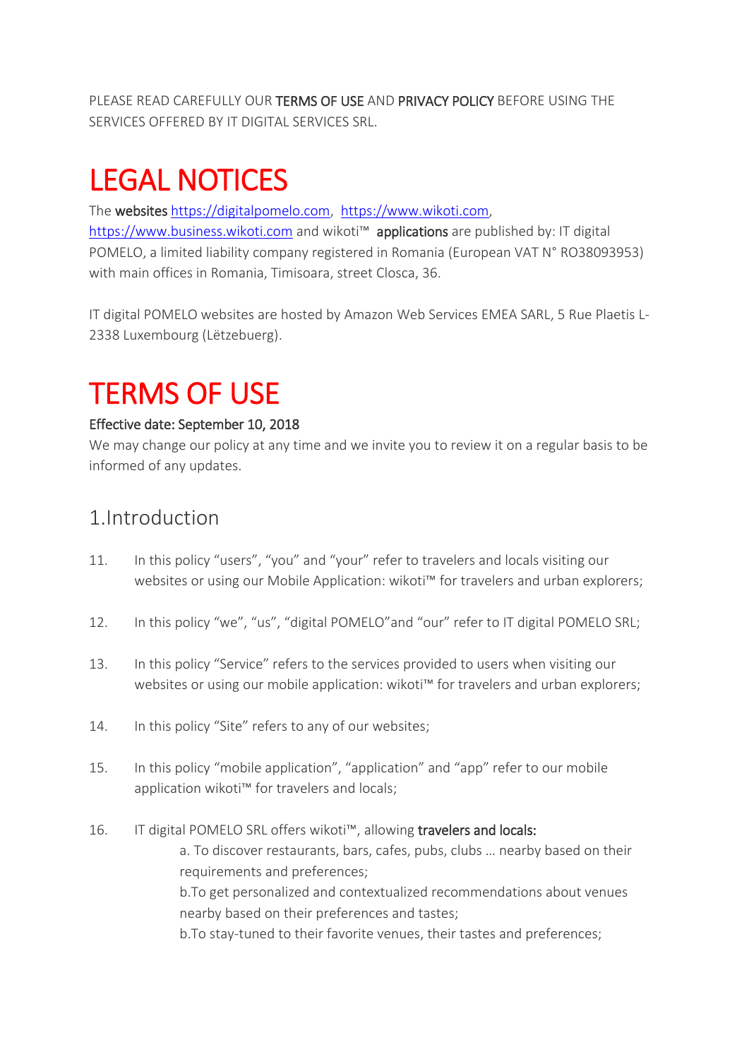PLEASE READ CAREFULLY OUR **TERMS OF USE** AND **PRIVACY POLICY** BEFORE USING THE SERVICES OFFERED BY IT DIGITAL SERVICES SRL.

# LEGAL NOTICES

The **websites** https://digitalpomelo.com, https://www.wikoti.com, https://www.business.wikoti.com and wikoti™ **applications** are published by: IT digital POMELO, a limited liability company registered in Romania (European VAT N° RO38093953) with main offices in Romania, Timisoara, street Closca, 36.

IT digital POMELO websites are hosted by Amazon Web Services EMEA SARL, 5 Rue Plaetis L-2338 Luxembourg (Lëtzebuerg).

# TERMS OF USE

**Effective date: September 10, 2018**

We may change our policy at any time and we invite you to review it on a regular basis to be informed of any updates.

## 1.Introduction

11. In this policy "users", "you" and "your" refer to travelers and locals visiting our websites or using our Mobile Application: wikoti™ for travelers and urban explorers;

12. In this policy "we", "us", "digital POMELO"and "our" refer to IT digital POMELO SRL;

13. In this policy "Service" refers to the services provided to users when visiting our websites or using our mobile application: wikoti™ for travelers and urban explorers;

14. In this policy "Site" refers to any of our websites;

15. In this policy "mobile application", "application" and "app" refer to our mobile application wikoti™ for travelers and locals;

16. IT digital POMELO SRL offers wikoti™, allowing **travelers and locals:**
    a. To discover restaurants, bars, cafes, pubs, clubs … nearby based on their requirements and preferences;
    b.To get personalized and contextualized recommendations about venues nearby based on their preferences and tastes;
    b.To stay-tuned to their favorite venues, their tastes and preferences;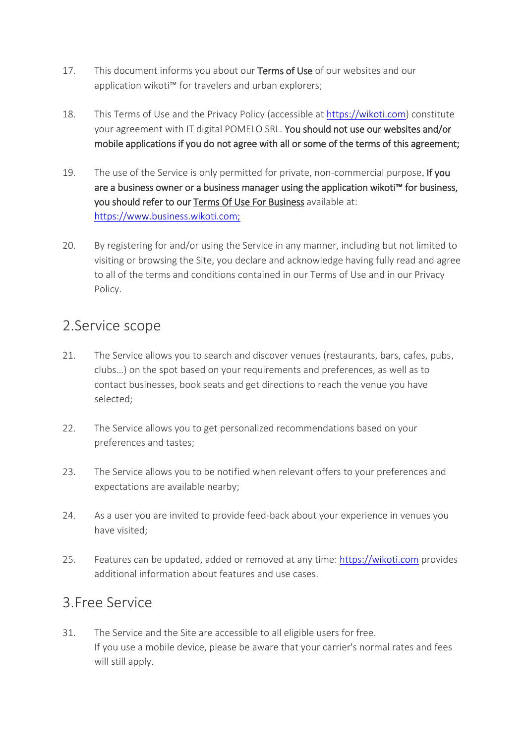17. This document informs you about our **Terms of Use** of our websites and our application wikoti™ for travelers and urban explorers;

18. This Terms of Use and the Privacy Policy (accessible at [https://wikoti.com](https://wikoti.com)) constitute your agreement with IT digital POMELO SRL. **You should not use our websites and/or mobile applications if you do not agree with all or some of the terms of this agreement;**

19. The use of the Service is only permitted for private, non-commercial purpose**. If you are a business owner or a business manager using the application wikoti™ for business, you should refer to our Terms Of Use For Business** available at: [https://www.business.wikoti.com;](https://www.business.wikoti.com)

20. By registering for and/or using the Service in any manner, including but not limited to visiting or browsing the Site, you declare and acknowledge having fully read and agree to all of the terms and conditions contained in our Terms of Use and in our Privacy Policy.

## 2.Service scope

21. The Service allows you to search and discover venues (restaurants, bars, cafes, pubs, clubs…) on the spot based on your requirements and preferences, as well as to contact businesses, book seats and get directions to reach the venue you have selected;

22. The Service allows you to get personalized recommendations based on your preferences and tastes;

23. The Service allows you to be notified when relevant offers to your preferences and expectations are available nearby;

24. As a user you are invited to provide feed-back about your experience in venues you have visited;

25. Features can be updated, added or removed at any time: [https://wikoti.com](https://wikoti.com) provides additional information about features and use cases.

## 3.Free Service

31. The Service and the Site are accessible to all eligible users for free.
    If you use a mobile device, please be aware that your carrier's normal rates and fees will still apply.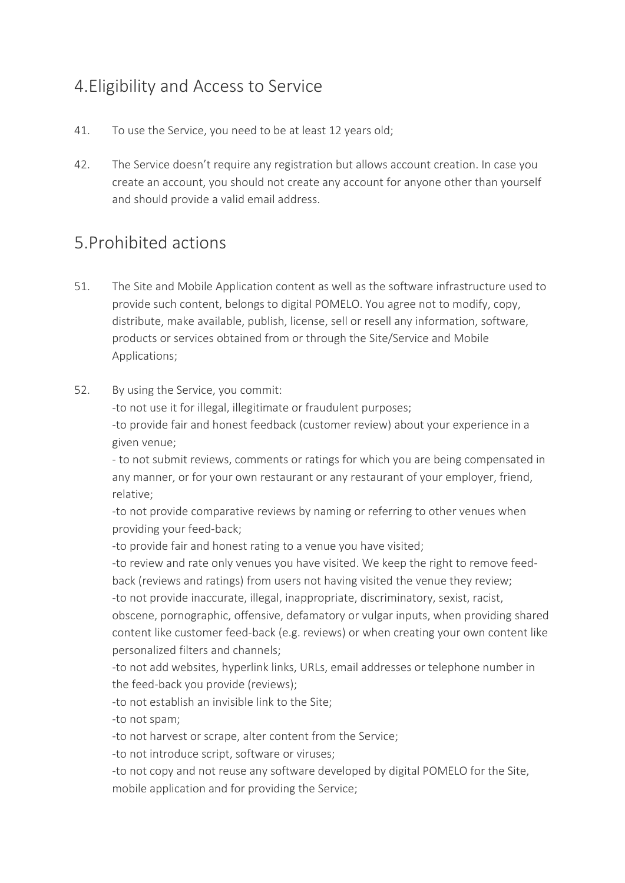## 4.Eligibility and Access to Service

41. To use the Service, you need to be at least 12 years old;

42. The Service doesn't require any registration but allows account creation. In case you create an account, you should not create any account for anyone other than yourself and should provide a valid email address.

## 5.Prohibited actions

51. The Site and Mobile Application content as well as the software infrastructure used to provide such content, belongs to digital POMELO. You agree not to modify, copy, distribute, make available, publish, license, sell or resell any information, software, products or services obtained from or through the Site/Service and Mobile Applications;

52. By using the Service, you commit:
-to not use it for illegal, illegitimate or fraudulent purposes;
-to provide fair and honest feedback (customer review) about your experience in a given venue;
- to not submit reviews, comments or ratings for which you are being compensated in any manner, or for your own restaurant or any restaurant of your employer, friend, relative;
-to not provide comparative reviews by naming or referring to other venues when providing your feed-back;
-to provide fair and honest rating to a venue you have visited;
-to review and rate only venues you have visited. We keep the right to remove feed-back (reviews and ratings) from users not having visited the venue they review;
-to not provide inaccurate, illegal, inappropriate, discriminatory, sexist, racist, obscene, pornographic, offensive, defamatory or vulgar inputs, when providing shared content like customer feed-back (e.g. reviews) or when creating your own content like personalized filters and channels;
-to not add websites, hyperlink links, URLs, email addresses or telephone number in the feed-back you provide (reviews);
-to not establish an invisible link to the Site;
-to not spam;
-to not harvest or scrape, alter content from the Service;
-to not introduce script, software or viruses;
-to not copy and not reuse any software developed by digital POMELO for the Site, mobile application and for providing the Service;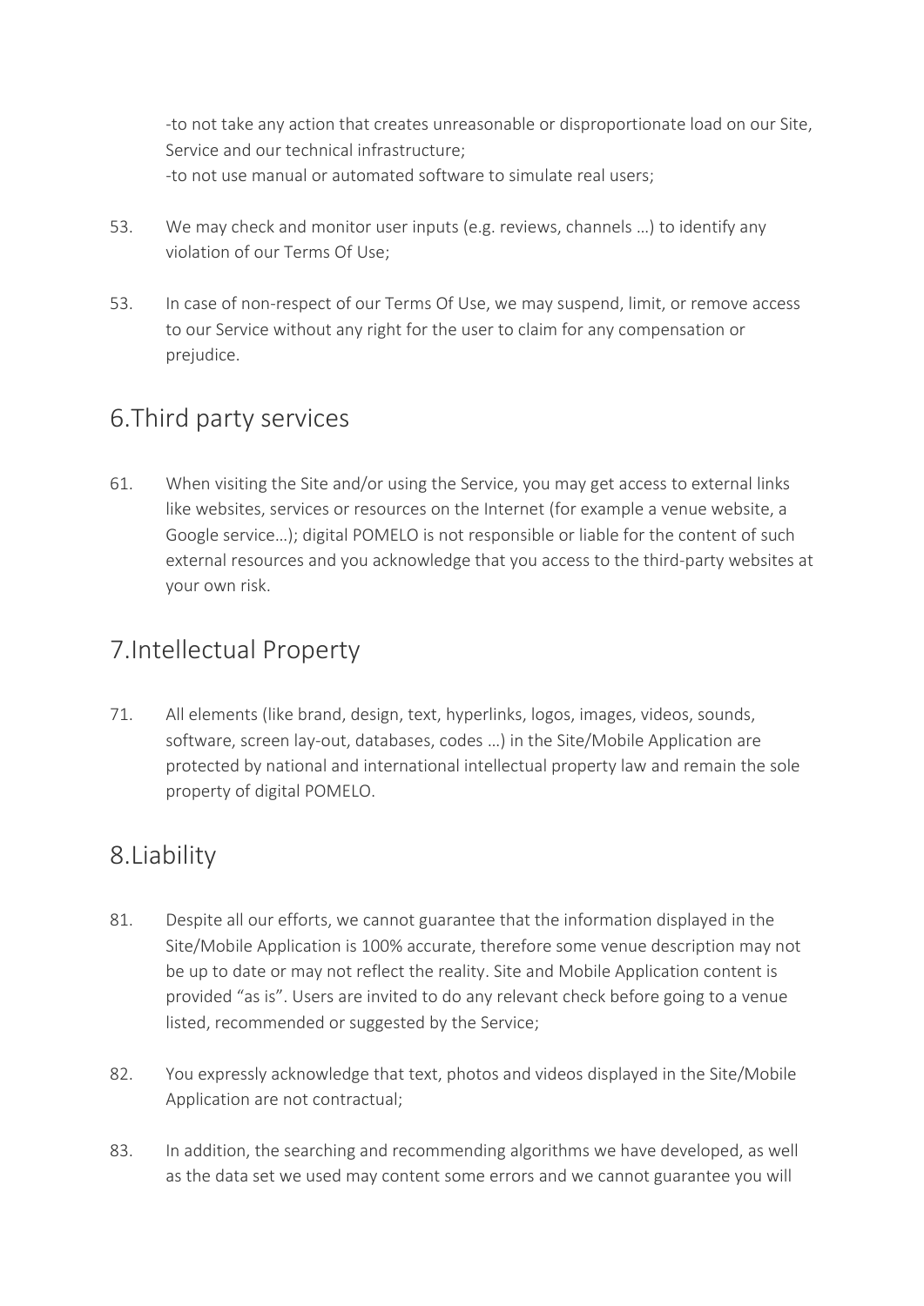-to not take any action that creates unreasonable or disproportionate load on our Site, Service and our technical infrastructure;
-to not use manual or automated software to simulate real users;

53. We may check and monitor user inputs (e.g. reviews, channels …) to identify any violation of our Terms Of Use;

53. In case of non-respect of our Terms Of Use, we may suspend, limit, or remove access to our Service without any right for the user to claim for any compensation or prejudice.

## 6.Third party services

61. When visiting the Site and/or using the Service, you may get access to external links like websites, services or resources on the Internet (for example a venue website, a Google service…); digital POMELO is not responsible or liable for the content of such external resources and you acknowledge that you access to the third-party websites at your own risk.

## 7.Intellectual Property

71. All elements (like brand, design, text, hyperlinks, logos, images, videos, sounds, software, screen lay-out, databases, codes …) in the Site/Mobile Application are protected by national and international intellectual property law and remain the sole property of digital POMELO.

## 8.Liability

81. Despite all our efforts, we cannot guarantee that the information displayed in the Site/Mobile Application is 100% accurate, therefore some venue description may not be up to date or may not reflect the reality. Site and Mobile Application content is provided "as is". Users are invited to do any relevant check before going to a venue listed, recommended or suggested by the Service;

82. You expressly acknowledge that text, photos and videos displayed in the Site/Mobile Application are not contractual;

83. In addition, the searching and recommending algorithms we have developed, as well as the data set we used may content some errors and we cannot guarantee you will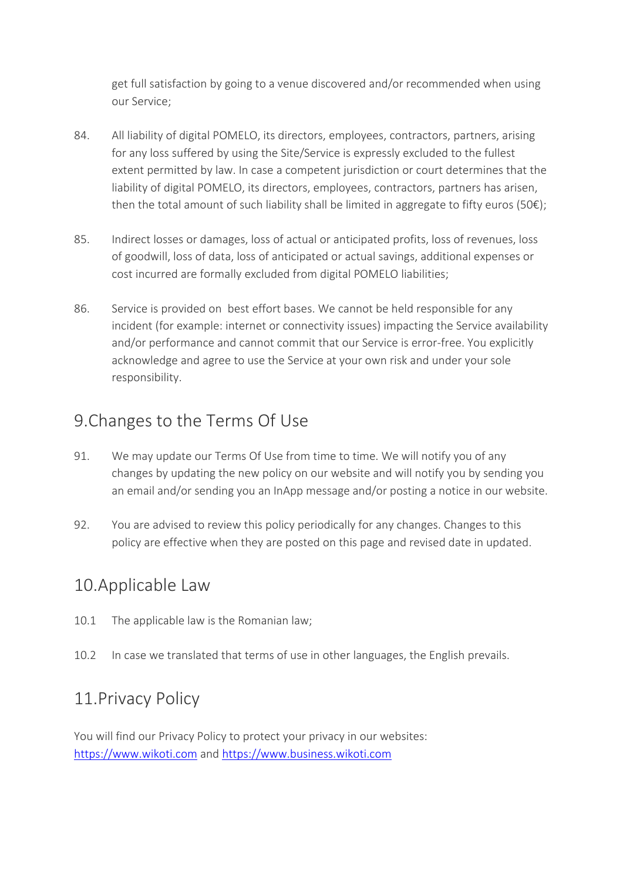get full satisfaction by going to a venue discovered and/or recommended when using our Service;

84. All liability of digital POMELO, its directors, employees, contractors, partners, arising for any loss suffered by using the Site/Service is expressly excluded to the fullest extent permitted by law. In case a competent jurisdiction or court determines that the liability of digital POMELO, its directors, employees, contractors, partners has arisen, then the total amount of such liability shall be limited in aggregate to fifty euros (50€);

85. Indirect losses or damages, loss of actual or anticipated profits, loss of revenues, loss of goodwill, loss of data, loss of anticipated or actual savings, additional expenses or cost incurred are formally excluded from digital POMELO liabilities;

86. Service is provided on best effort bases. We cannot be held responsible for any incident (for example: internet or connectivity issues) impacting the Service availability and/or performance and cannot commit that our Service is error-free. You explicitly acknowledge and agree to use the Service at your own risk and under your sole responsibility.

## 9.Changes to the Terms Of Use

91. We may update our Terms Of Use from time to time. We will notify you of any changes by updating the new policy on our website and will notify you by sending you an email and/or sending you an InApp message and/or posting a notice in our website.

92. You are advised to review this policy periodically for any changes. Changes to this policy are effective when they are posted on this page and revised date in updated.

## 10.Applicable Law

10.1 The applicable law is the Romanian law;

10.2 In case we translated that terms of use in other languages, the English prevails.

## 11.Privacy Policy

You will find our Privacy Policy to protect your privacy in our websites: [https://www.wikoti.com](https://www.wikoti.com) and [https://www.business.wikoti.com](https://www.business.wikoti.com)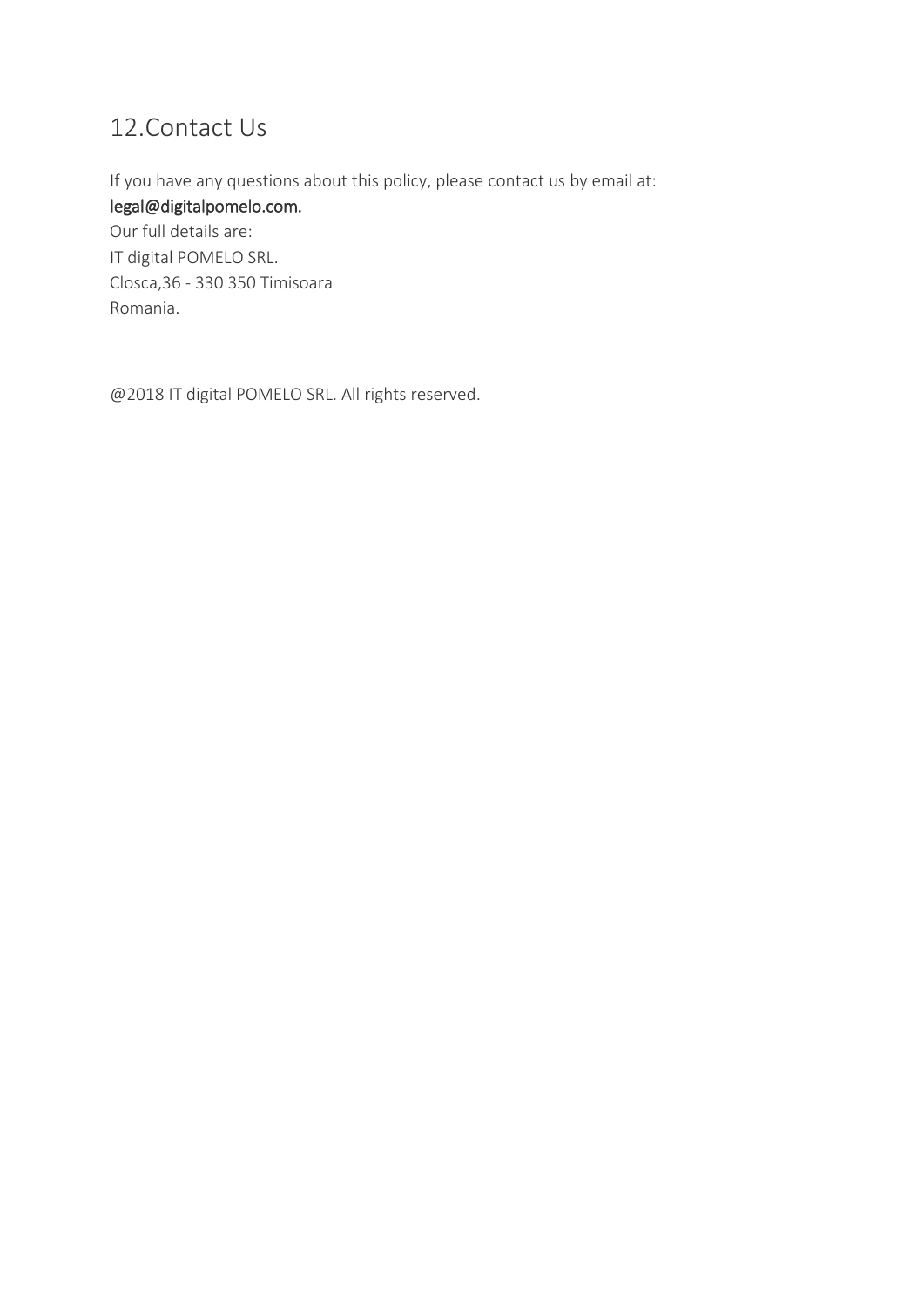## 12.Contact Us

If you have any questions about this policy, please contact us by email at:
legal@digitalpomelo.com.
Our full details are:
IT digital POMELO SRL.
Closca,36 - 330 350 Timisoara
Romania.

@2018 IT digital POMELO SRL. All rights reserved.